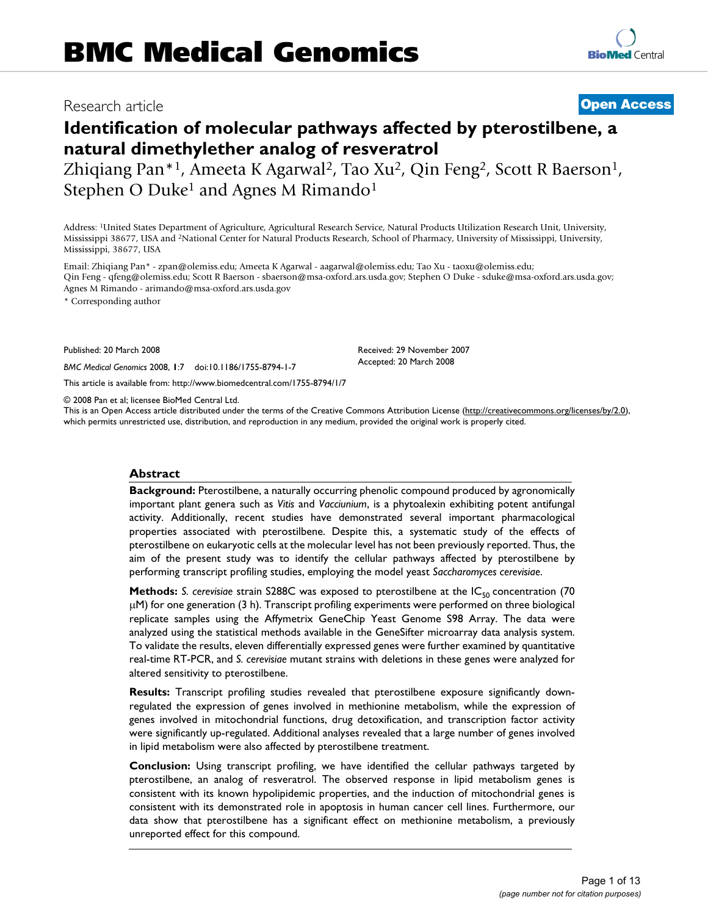# BMC Medical Genomics

Research article

**Open Access**

## Identification of molecular pathways affected by pterostilbene, a natural dimethylether analog of resveratrol

Zhiqiang Pan*[1], Ameeta K Agarwal[2], Tao Xu[2], Qin Feng[2], Scott R Baerson[1], Stephen O Duke[1] and Agnes M Rimando[1]

Address: [1]United States Department of Agriculture, Agricultural Research Service, Natural Products Utilization Research Unit, University, Mississippi 38677, USA and [2]National Center for Natural Products Research, School of Pharmacy, University of Mississippi, University, Mississippi, 38677, USA

Email: Zhiqiang Pan* - zpan@olemiss.edu; Ameeta K Agarwal - aagarwal@olemiss.edu; Tao Xu - taoxu@olemiss.edu; Qin Feng - qfeng@olemiss.edu; Scott R Baerson - sbaerson@msa-oxford.ars.usda.gov; Stephen O Duke - sduke@msa-oxford.ars.usda.gov; Agnes M Rimando - arimando@msa-oxford.ars.usda.gov

\* Corresponding author

Published: 20 March 2008

*BMC Medical Genomics* 2008, **1**:7 doi:10.1186/1755-8794-1-7

Received: 29 November 2007
Accepted: 20 March 2008

This article is available from: http://www.biomedcentral.com/1755-8794/1/7

© 2008 Pan et al; licensee BioMed Central Ltd.
This is an Open Access article distributed under the terms of the Creative Commons Attribution License (http://creativecommons.org/licenses/by/2.0), which permits unrestricted use, distribution, and reproduction in any medium, provided the original work is properly cited.

### Abstract

**Background:** Pterostilbene, a naturally occurring phenolic compound produced by agronomically important plant genera such as *Vitis* and *Vacciunium*, is a phytoalexin exhibiting potent antifungal activity. Additionally, recent studies have demonstrated several important pharmacological properties associated with pterostilbene. Despite this, a systematic study of the effects of pterostilbene on eukaryotic cells at the molecular level has not been previously reported. Thus, the aim of the present study was to identify the cellular pathways affected by pterostilbene by performing transcript profiling studies, employing the model yeast *Saccharomyces cerevisiae*.

**Methods:** *S. cerevisiae* strain S288C was exposed to pterostilbene at the $IC_{50}$ concentration (70 μM) for one generation (3 h). Transcript profiling experiments were performed on three biological replicate samples using the Affymetrix GeneChip Yeast Genome S98 Array. The data were analyzed using the statistical methods available in the GeneSifter microarray data analysis system. To validate the results, eleven differentially expressed genes were further examined by quantitative real-time RT-PCR, and *S. cerevisiae* mutant strains with deletions in these genes were analyzed for altered sensitivity to pterostilbene.

**Results:** Transcript profiling studies revealed that pterostilbene exposure significantly down-regulated the expression of genes involved in methionine metabolism, while the expression of genes involved in mitochondrial functions, drug detoxification, and transcription factor activity were significantly up-regulated. Additional analyses revealed that a large number of genes involved in lipid metabolism were also affected by pterostilbene treatment.

**Conclusion:** Using transcript profiling, we have identified the cellular pathways targeted by pterostilbene, an analog of resveratrol. The observed response in lipid metabolism genes is consistent with its known hypolipidemic properties, and the induction of mitochondrial genes is consistent with its demonstrated role in apoptosis in human cancer cell lines. Furthermore, our data show that pterostilbene has a significant effect on methionine metabolism, a previously unreported effect for this compound.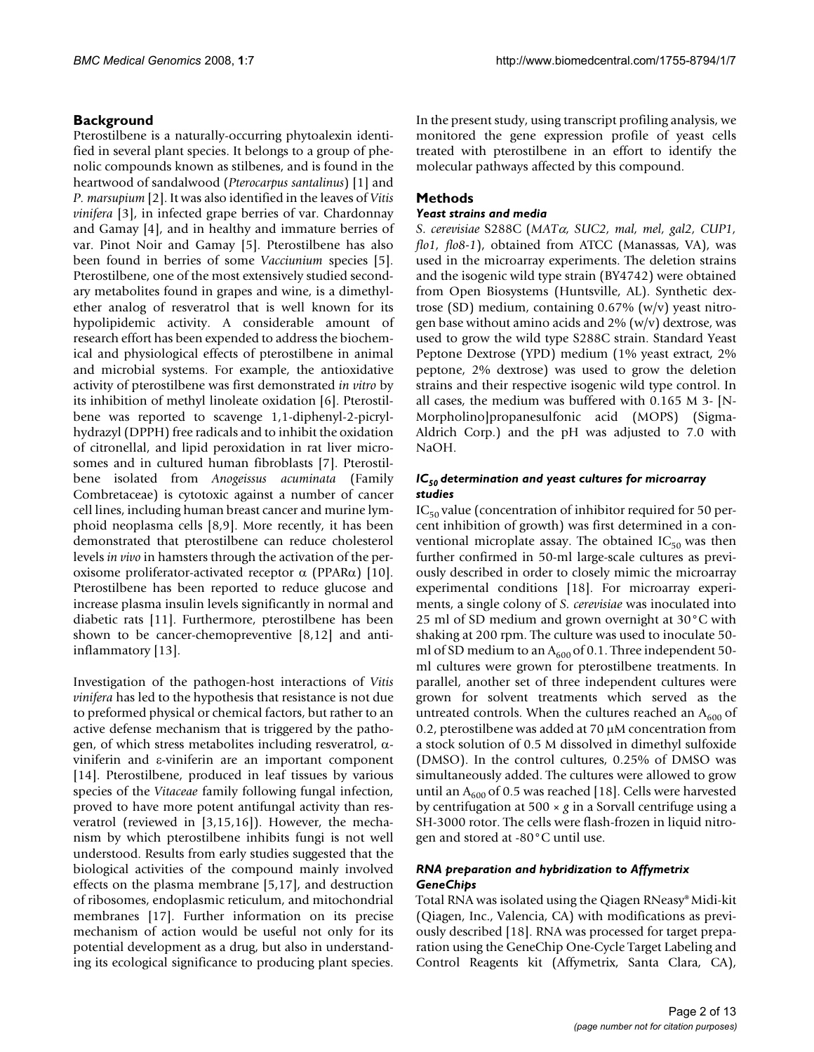## Background

Pterostilbene is a naturally-occurring phytoalexin identified in several plant species. It belongs to a group of phenolic compounds known as stilbenes, and is found in the heartwood of sandalwood (*Pterocarpus santalinus*) [1] and *P. marsupium* [2]. It was also identified in the leaves of *Vitis vinifera* [3], in infected grape berries of var. Chardonnay and Gamay [4], and in healthy and immature berries of var. Pinot Noir and Gamay [5]. Pterostilbene has also been found in berries of some *Vaccinium* species [5]. Pterostilbene, one of the most extensively studied secondary metabolites found in grapes and wine, is a dimethylether analog of resveratrol that is well known for its hypolipidemic activity. A considerable amount of research effort has been expended to address the biochemical and physiological effects of pterostilbene in animal and microbial systems. For example, the antioxidative activity of pterostilbene was first demonstrated *in vitro* by its inhibition of methyl linoleate oxidation [6]. Pterostilbene was reported to scavenge 1,1-diphenyl-2-picrylhydrazyl (DPPH) free radicals and to inhibit the oxidation of citronellal, and lipid peroxidation in rat liver microsomes and in cultured human fibroblasts [7]. Pterostilbene isolated from *Anogeissus acuminata* (Family Combretaceae) is cytotoxic against a number of cancer cell lines, including human breast cancer and murine lymphoid neoplasma cells [8,9]. More recently, it has been demonstrated that pterostilbene can reduce cholesterol levels *in vivo* in hamsters through the activation of the peroxisome proliferator-activated receptor α (PPARα) [10]. Pterostilbene has been reported to reduce glucose and increase plasma insulin levels significantly in normal and diabetic rats [11]. Furthermore, pterostilbene has been shown to be cancer-chemopreventive [8,12] and anti-inflammatory [13].

Investigation of the pathogen-host interactions of *Vitis vinifera* has led to the hypothesis that resistance is not due to preformed physical or chemical factors, but rather to an active defense mechanism that is triggered by the pathogen, of which stress metabolites including resveratrol, α-viniferin and ε-viniferin are an important component [14]. Pterostilbene, produced in leaf tissues by various species of the *Vitaceae* family following fungal infection, proved to have more potent antifungal activity than resveratrol (reviewed in [3,15,16]). However, the mechanism by which pterostilbene inhibits fungi is not well understood. Results from early studies suggested that the biological activities of the compound mainly involved effects on the plasma membrane [5,17], and destruction of ribosomes, endoplasmic reticulum, and mitochondrial membranes [17]. Further information on its precise mechanism of action would be useful not only for its potential development as a drug, but also in understanding its ecological significance to producing plant species.

In the present study, using transcript profiling analysis, we monitored the gene expression profile of yeast cells treated with pterostilbene in an effort to identify the molecular pathways affected by this compound.

## Methods

### Yeast strains and media

*S. cerevisiae* S288C (*MATα, SUC2, mal, mel, gal2, CUP1, flo1, flo8-1*), obtained from ATCC (Manassas, VA), was used in the microarray experiments. The deletion strains and the isogenic wild type strain (BY4742) were obtained from Open Biosystems (Huntsville, AL). Synthetic dextrose (SD) medium, containing 0.67% (w/v) yeast nitrogen base without amino acids and 2% (w/v) dextrose, was used to grow the wild type S288C strain. Standard Yeast Peptone Dextrose (YPD) medium (1% yeast extract, 2% peptone, 2% dextrose) was used to grow the deletion strains and their respective isogenic wild type control. In all cases, the medium was buffered with 0.165 M 3- [N-Morpholino]propanesulfonic acid (MOPS) (Sigma-Aldrich Corp.) and the pH was adjusted to 7.0 with NaOH.

### $IC_{50}$ determination and yeast cultures for microarray studies

$IC_{50}$ value (concentration of inhibitor required for 50 percent inhibition of growth) was first determined in a conventional microplate assay. The obtained $IC_{50}$ was then further confirmed in 50-ml large-scale cultures as previously described in order to closely mimic the microarray experimental conditions [18]. For microarray experiments, a single colony of *S. cerevisiae* was inoculated into 25 ml of SD medium and grown overnight at 30°C with shaking at 200 rpm. The culture was used to inoculate 50-ml of SD medium to an $A_{600}$ of 0.1. Three independent 50-ml cultures were grown for pterostilbene treatments. In parallel, another set of three independent cultures were grown for solvent treatments which served as the untreated controls. When the cultures reached an $A_{600}$ of 0.2, pterostilbene was added at 70 μM concentration from a stock solution of 0.5 M dissolved in dimethyl sulfoxide (DMSO). In the control cultures, 0.25% of DMSO was simultaneously added. The cultures were allowed to grow until an $A_{600}$ of 0.5 was reached [18]. Cells were harvested by centrifugation at 500 × *g* in a Sorvall centrifuge using a SH-3000 rotor. The cells were flash-frozen in liquid nitrogen and stored at -80°C until use.

### RNA preparation and hybridization to Affymetrix GeneChips

Total RNA was isolated using the Qiagen RNeasy® Midi-kit (Qiagen, Inc., Valencia, CA) with modifications as previously described [18]. RNA was processed for target preparation using the GeneChip One-Cycle Target Labeling and Control Reagents kit (Affymetrix, Santa Clara, CA),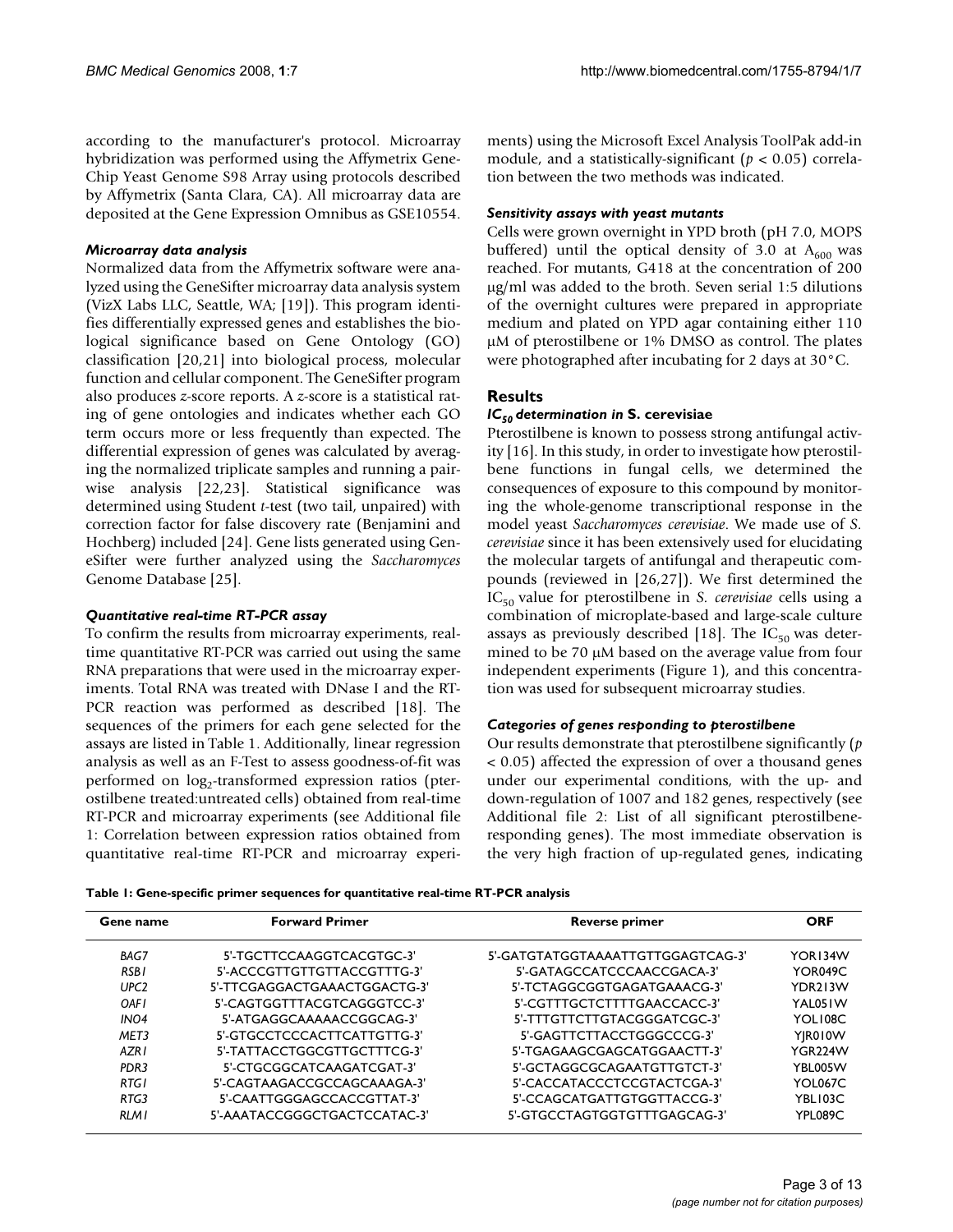according to the manufacturer's protocol. Microarray hybridization was performed using the Affymetrix GeneChip Yeast Genome S98 Array using protocols described by Affymetrix (Santa Clara, CA). All microarray data are deposited at the Gene Expression Omnibus as GSE10554.

### *Microarray data analysis*

Normalized data from the Affymetrix software were analyzed using the GeneSifter microarray data analysis system (VizX Labs LLC, Seattle, WA; [19]). This program identifies differentially expressed genes and establishes the biological significance based on Gene Ontology (GO) classification [20,21] into biological process, molecular function and cellular component. The GeneSifter program also produces *z*-score reports. A *z*-score is a statistical rating of gene ontologies and indicates whether each GO term occurs more or less frequently than expected. The differential expression of genes was calculated by averaging the normalized triplicate samples and running a pairwise analysis [22,23]. Statistical significance was determined using Student *t*-test (two tail, unpaired) with correction factor for false discovery rate (Benjamini and Hochberg) included [24]. Gene lists generated using GeneSifter were further analyzed using the *Saccharomyces* Genome Database [25].

### *Quantitative real-time RT-PCR assay*

To confirm the results from microarray experiments, real-time quantitative RT-PCR was carried out using the same RNA preparations that were used in the microarray experiments. Total RNA was treated with DNase I and the RT-PCR reaction was performed as described [18]. The sequences of the primers for each gene selected for the assays are listed in Table 1. Additionally, linear regression analysis as well as an F-Test to assess goodness-of-fit was performed on $\log_2$-transformed expression ratios (pterostilbene treated:untreated cells) obtained from real-time RT-PCR and microarray experiments (see Additional file 1: Correlation between expression ratios obtained from quantitative real-time RT-PCR and microarray experiments) using the Microsoft Excel Analysis ToolPak add-in module, and a statistically-significant ($p < 0.05$) correlation between the two methods was indicated.

### *Sensitivity assays with yeast mutants*

Cells were grown overnight in YPD broth (pH 7.0, MOPS buffered) until the optical density of 3.0 at $A_{600}$ was reached. For mutants, G418 at the concentration of 200 μg/ml was added to the broth. Seven serial 1:5 dilutions of the overnight cultures were prepared in appropriate medium and plated on YPD agar containing either 110 μM of pterostilbene or 1% DMSO as control. The plates were photographed after incubating for 2 days at 30°C.

## Results

### *$IC_{50}$ determination in* S. cerevisiae

Pterostilbene is known to possess strong antifungal activity [16]. In this study, in order to investigate how pterostilbene functions in fungal cells, we determined the consequences of exposure to this compound by monitoring the whole-genome transcriptional response in the model yeast *Saccharomyces cerevisiae*. We made use of *S. cerevisiae* since it has been extensively used for elucidating the molecular targets of antifungal and therapeutic compounds (reviewed in [26,27]). We first determined the $IC_{50}$ value for pterostilbene in *S. cerevisiae* cells using a combination of microplate-based and large-scale culture assays as previously described [18]. The $IC_{50}$ was determined to be 70 μM based on the average value from four independent experiments (Figure 1), and this concentration was used for subsequent microarray studies.

### *Categories of genes responding to pterostilbene*

Our results demonstrate that pterostilbene significantly ($p < 0.05$) affected the expression of over a thousand genes under our experimental conditions, with the up- and down-regulation of 1007 and 182 genes, respectively (see Additional file 2: List of all significant pterostilbene-responding genes). The most immediate observation is the very high fraction of up-regulated genes, indicating

**Table 1: Gene-specific primer sequences for quantitative real-time RT-PCR analysis**

| Gene name | Forward Primer | Reverse primer | ORF |
|---|---|---|---|
| *BAG7* | 5'-TGCTTCCAAGGTCACGTGC-3' | 5'-GATGTATGGTAAAATTGTTGGAGTCAG-3' | YOR134W |
| *RSB1* | 5'-ACCCGTTGTTGTTACCGTTTG-3' | 5'-GATAGCCATCCCAACCGACA-3' | YOR049C |
| *UPC2* | 5'-TTCGAGGACTGAAACTGGACTG-3' | 5'-TCTAGGCGGTGAGATGAAACG-3' | YDR213W |
| *OAF1* | 5'-CAGTGGTTTACGTCAGGGTCC-3' | 5'-CGTTTGCTCTTTTGAACCACC-3' | YAL051W |
| *INO4* | 5'-ATGAGGCAAAAACCGGCAG-3' | 5'-TTTGTTCTTGTACGGGATCGC-3' | YOL108C |
| *MET3* | 5'-GTGCCTCCCACTTCATTGTTG-3' | 5'-GAGTTCTTACCTGGGCCCG-3' | YJR010W |
| *AZR1* | 5'-TATTACCTGGCGTTGCTTTCG-3' | 5'-TGAGAAGCGAGCATGGAACTT-3' | YGR224W |
| *PDR3* | 5'-CTGCGGCATCAAGATCGAT-3' | 5'-GCTAGGCGCAGAATGTTGTCT-3' | YBL005W |
| *RTG1* | 5'-CAGTAAGACCGCCAGCAAAGA-3' | 5'-CACCATACCCTCCGTACTCGA-3' | YOL067C |
| *RTG3* | 5'-CAATTGGGAGCCACCGTTAT-3' | 5'-CCAGCATGATTGTGGTTACCG-3' | YBL103C |
| *RLM1* | 5'-AAATACCGGGCTGACTCCATAC-3' | 5'-GTGCCTAGTGGTGTTTGAGCAG-3' | YPL089C |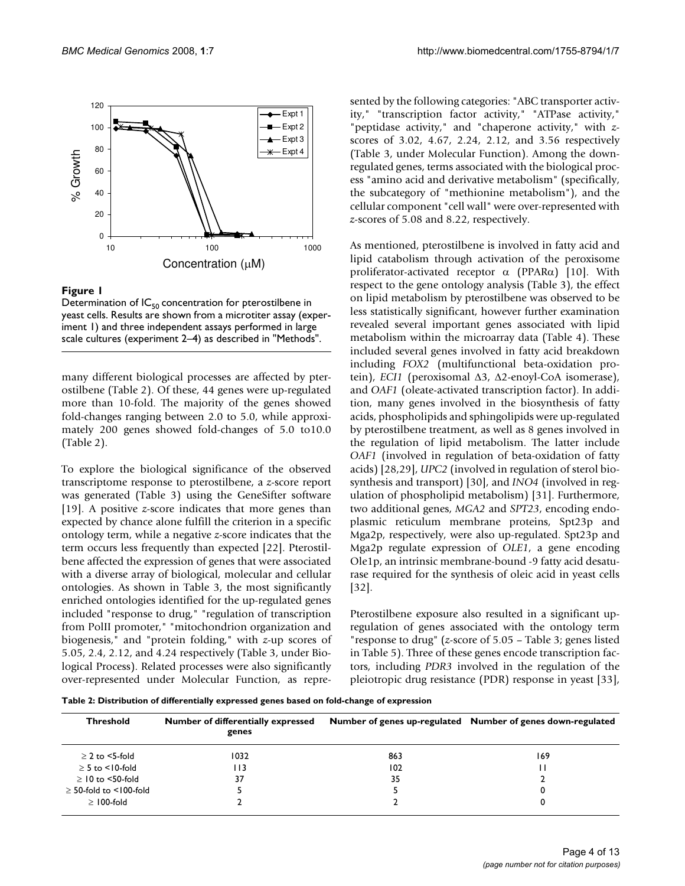**Figure 1**

Determination of $IC_{50}$ concentration for pterostilbene in yeast cells. Results are shown from a microtiter assay (experiment 1) and three independent assays performed in large scale cultures (experiment 2–4) as described in "Methods".

many different biological processes are affected by pterostilbene (Table 2). Of these, 44 genes were up-regulated more than 10-fold. The majority of the genes showed fold-changes ranging between 2.0 to 5.0, while approximately 200 genes showed fold-changes of 5.0 to10.0 (Table 2).

To explore the biological significance of the observed transcriptome response to pterostilbene, a *z*-score report was generated (Table 3) using the GeneSifter software [19]. A positive *z*-score indicates that more genes than expected by chance alone fulfill the criterion in a specific ontology term, while a negative *z*-score indicates that the term occurs less frequently than expected [22]. Pterostilbene affected the expression of genes that were associated with a diverse array of biological, molecular and cellular ontologies. As shown in Table 3, the most significantly enriched ontologies identified for the up-regulated genes included "response to drug," "regulation of transcription from PolII promoter," "mitochondrion organization and biogenesis," and "protein folding," with *z*-up scores of 5.05, 2.4, 2.12, and 4.24 respectively (Table 3, under Biological Process). Related processes were also significantly over-represented under Molecular Function, as represented by the following categories: "ABC transporter activity," "transcription factor activity," "ATPase activity," "peptidase activity," and "chaperone activity," with *z*-scores of 3.02, 4.67, 2.24, 2.12, and 3.56 respectively (Table 3, under Molecular Function). Among the down-regulated genes, terms associated with the biological process "amino acid and derivative metabolism" (specifically, the subcategory of "methionine metabolism"), and the cellular component "cell wall" were over-represented with *z*-scores of 5.08 and 8.22, respectively.

As mentioned, pterostilbene is involved in fatty acid and lipid catabolism through activation of the peroxisome proliferator-activated receptor α (PPARα) [10]. With respect to the gene ontology analysis (Table 3), the effect on lipid metabolism by pterostilbene was observed to be less statistically significant, however further examination revealed several important genes associated with lipid metabolism within the microarray data (Table 4). These included several genes involved in fatty acid breakdown including *FOX2* (multifunctional beta-oxidation protein), *ECI1* (peroxisomal Δ3, Δ2-enoyl-CoA isomerase), and *OAF1* (oleate-activated transcription factor). In addition, many genes involved in the biosynthesis of fatty acids, phospholipids and sphingolipids were up-regulated by pterostilbene treatment, as well as 8 genes involved in the regulation of lipid metabolism. The latter include *OAF1* (involved in regulation of beta-oxidation of fatty acids) [28,29], *UPC2* (involved in regulation of sterol biosynthesis and transport) [30], and *INO4* (involved in regulation of phospholipid metabolism) [31]. Furthermore, two additional genes, *MGA2* and *SPT23*, encoding endoplasmic reticulum membrane proteins, Spt23p and Mga2p, respectively, were also up-regulated. Spt23p and Mga2p regulate expression of *OLE1*, a gene encoding Ole1p, an intrinsic membrane-bound -9 fatty acid desaturase required for the synthesis of oleic acid in yeast cells [32].

Pterostilbene exposure also resulted in a significant up-regulation of genes associated with the ontology term "response to drug" (*z*-score of 5.05 – Table 3; genes listed in Table 5). Three of these genes encode transcription factors, including *PDR3* involved in the regulation of the pleiotropic drug resistance (PDR) response in yeast [33],

**Table 2: Distribution of differentially expressed genes based on fold-change of expression**

| Threshold | Number of differentially expressed genes | Number of genes up-regulated | Number of genes down-regulated |
|---|---|---|---|
| ≥ 2 to <5-fold | 1032 | 863 | 169 |
| ≥ 5 to <10-fold | 113 | 102 | 11 |
| ≥ 10 to <50-fold | 37 | 35 | 2 |
| ≥ 50-fold to <100-fold | 5 | 5 | 0 |
| ≥ 100-fold | 2 | 2 | 0 |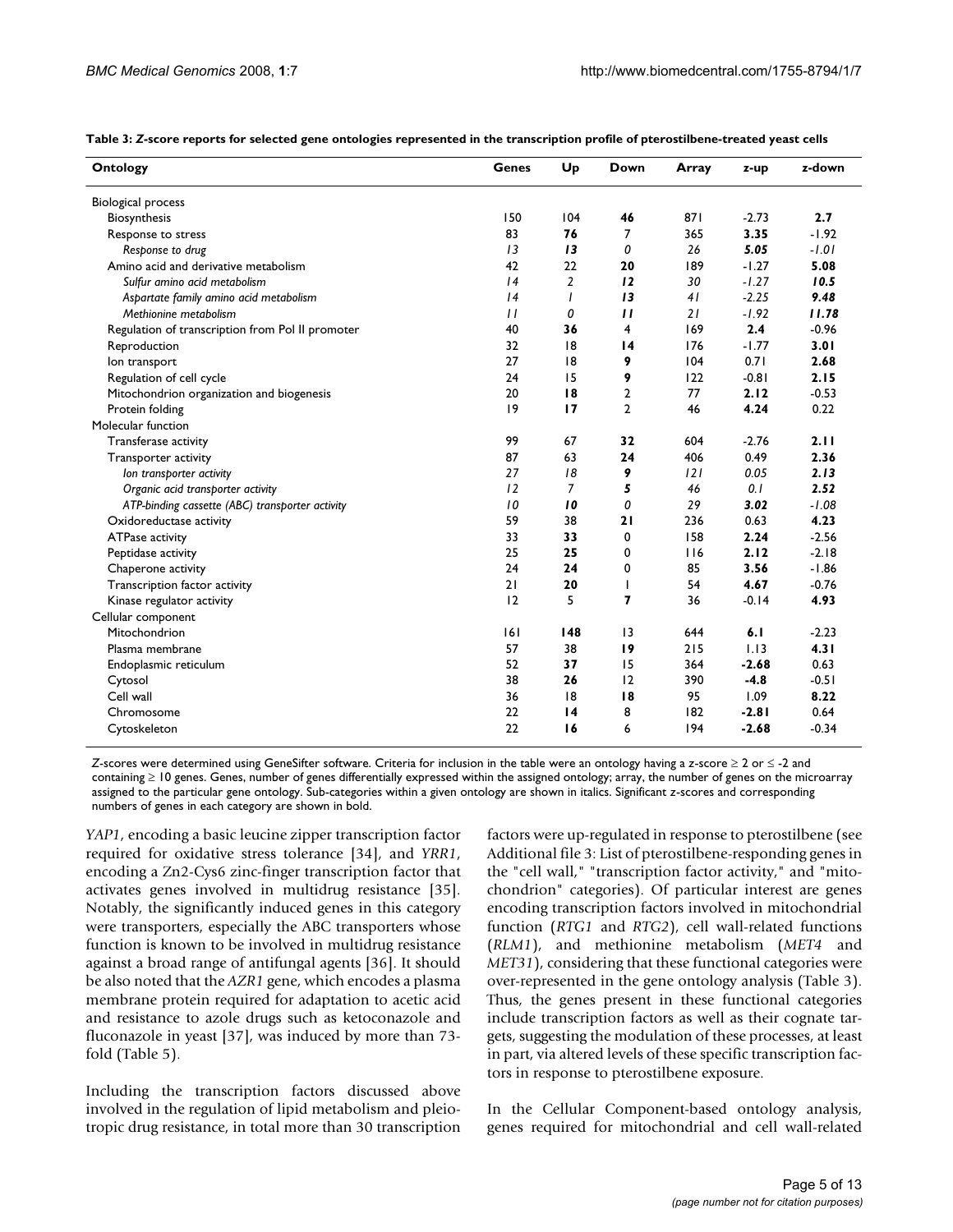**Table 3: *Z*-score reports for selected gene ontologies represented in the transcription profile of pterostilbene-treated yeast cells**

| Ontology | Genes | Up | Down | Array | z-up | z-down |
|---|---|---|---|---|---|---|
| Biological process | | | | | | |
| Biosynthesis | 150 | 104 | **46** | 871 | -2.73 | **2.7** |
| Response to stress | 83 | **76** | 7 | 365 | **3.35** | -1.92 |
| *Response to drug* | *13* | ***13*** | *0* | *26* | ***5.05*** | *-1.01* |
| Amino acid and derivative metabolism | 42 | 22 | **20** | 189 | -1.27 | **5.08** |
| *Sulfur amino acid metabolism* | *14* | *2* | ***12*** | *30* | *-1.27* | ***10.5*** |
| *Aspartate family amino acid metabolism* | *14* | *1* | ***13*** | *41* | *-2.25* | ***9.48*** |
| *Methionine metabolism* | *11* | *0* | ***11*** | *21* | *-1.92* | ***11.78*** |
| Regulation of transcription from Pol II promoter | 40 | **36** | 4 | 169 | **2.4** | -0.96 |
| Reproduction | 32 | 18 | **14** | 176 | -1.77 | **3.01** |
| Ion transport | 27 | 18 | **9** | 104 | 0.71 | **2.68** |
| Regulation of cell cycle | 24 | 15 | **9** | 122 | -0.81 | **2.15** |
| Mitochondrion organization and biogenesis | 20 | **18** | 2 | 77 | **2.12** | -0.53 |
| Protein folding | 19 | **17** | 2 | 46 | **4.24** | 0.22 |
| Molecular function | | | | | | |
| Transferase activity | 99 | 67 | **32** | 604 | -2.76 | **2.11** |
| Transporter activity | 87 | 63 | **24** | 406 | 0.49 | **2.36** |
| *Ion transporter activity* | *27* | *18* | ***9*** | *121* | *0.05* | ***2.13*** |
| *Organic acid transporter activity* | *12* | *7* | ***5*** | *46* | *0.1* | ***2.52*** |
| *ATP-binding cassette (ABC) transporter activity* | *10* | ***10*** | *0* | *29* | ***3.02*** | *-1.08* |
| Oxidoreductase activity | 59 | 38 | **21** | 236 | 0.63 | **4.23** |
| ATPase activity | 33 | **33** | 0 | 158 | **2.24** | -2.56 |
| Peptidase activity | 25 | **25** | 0 | 116 | **2.12** | -2.18 |
| Chaperone activity | 24 | **24** | 0 | 85 | **3.56** | -1.86 |
| Transcription factor activity | 21 | **20** | 1 | 54 | **4.67** | -0.76 |
| Kinase regulator activity | 12 | 5 | **7** | 36 | -0.14 | **4.93** |
| Cellular component | | | | | | |
| Mitochondrion | 161 | **148** | 13 | 644 | **6.1** | -2.23 |
| Plasma membrane | 57 | 38 | **19** | 215 | 1.13 | **4.31** |
| Endoplasmic reticulum | 52 | **37** | 15 | 364 | **-2.68** | 0.63 |
| Cytosol | 38 | **26** | 12 | 390 | **-4.8** | -0.51 |
| Cell wall | 36 | 18 | **18** | 95 | 1.09 | **8.22** |
| Chromosome | 22 | **14** | 8 | 182 | **-2.81** | 0.64 |
| Cytoskeleton | 22 | **16** | 6 | 194 | **-2.68** | -0.34 |

*Z*-scores were determined using GeneSifter software. Criteria for inclusion in the table were an ontology having a z-score ≥ 2 or ≤ -2 and containing ≥ 10 genes. Genes, number of genes differentially expressed within the assigned ontology; array, the number of genes on the microarray assigned to the particular gene ontology. Sub-categories within a given ontology are shown in italics. Significant z-scores and corresponding numbers of genes in each category are shown in bold.

*YAP1*, encoding a basic leucine zipper transcription factor required for oxidative stress tolerance [34], and *YRR1*, encoding a Zn2-Cys6 zinc-finger transcription factor that activates genes involved in multidrug resistance [35]. Notably, the significantly induced genes in this category were transporters, especially the ABC transporters whose function is known to be involved in multidrug resistance against a broad range of antifungal agents [36]. It should be also noted that the *AZR1* gene, which encodes a plasma membrane protein required for adaptation to acetic acid and resistance to azole drugs such as ketoconazole and fluconazole in yeast [37], was induced by more than 73-fold (Table 5).

Including the transcription factors discussed above involved in the regulation of lipid metabolism and pleiotropic drug resistance, in total more than 30 transcription factors were up-regulated in response to pterostilbene (see Additional file 3: List of pterostilbene-responding genes in the "cell wall," "transcription factor activity," and "mitochondrion" categories). Of particular interest are genes encoding transcription factors involved in mitochondrial function (*RTG1* and *RTG2*), cell wall-related functions (*RLM1*), and methionine metabolism (*MET4* and *MET31*), considering that these functional categories were over-represented in the gene ontology analysis (Table 3). Thus, the genes present in these functional categories include transcription factors as well as their cognate targets, suggesting the modulation of these processes, at least in part, via altered levels of these specific transcription factors in response to pterostilbene exposure.

In the Cellular Component-based ontology analysis, genes required for mitochondrial and cell wall-related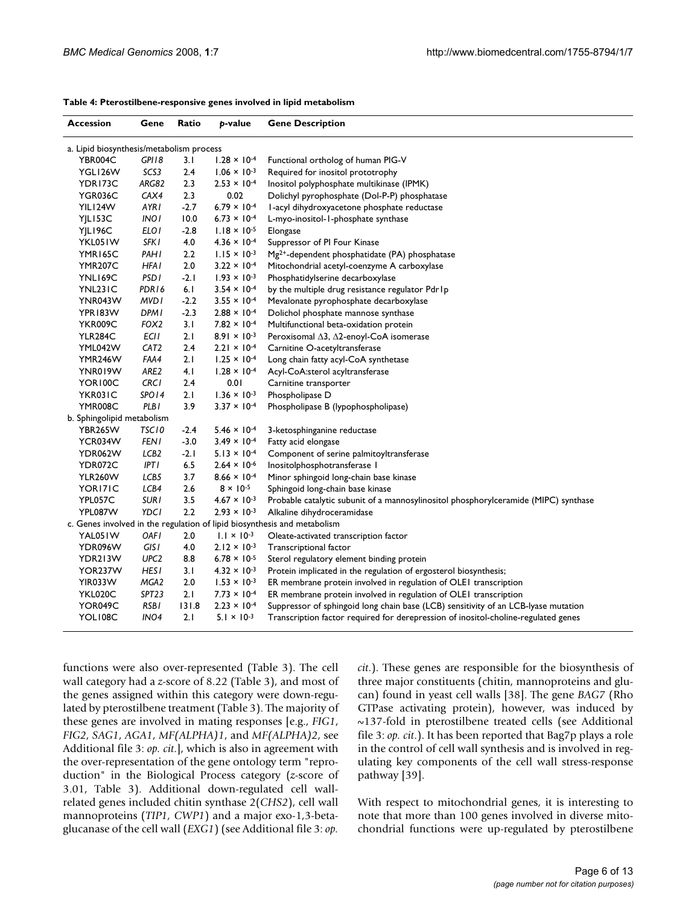**Table 4: Pterostilbene-responsive genes involved in lipid metabolism**

| Accession | Gene | Ratio | *p*-value | Gene Description |
|---|---|---|---|---|
| a. Lipid biosynthesis/metabolism process | | | | |
| YBR004C | *GPI18* | 3.1 | $1.28 \times 10^{-4}$ | Functional ortholog of human PIG-V |
| YGL126W | *SCS3* | 2.4 | $1.06 \times 10^{-3}$ | Required for inositol prototrophy |
| YDR173C | *ARG82* | 2.3 | $2.53 \times 10^{-4}$ | Inositol polyphosphate multikinase (IPMK) |
| YGR036C | *CAX4* | 2.3 | 0.02 | Dolichyl pyrophosphate (Dol-P-P) phosphatase |
| YIL124W | *AYR1* | -2.7 | $6.79 \times 10^{-4}$ | 1-acyl dihydroxyacetone phosphate reductase |
| YJL153C | *INO1* | 10.0 | $6.73 \times 10^{-4}$ | L-myo-inositol-1-phosphate synthase |
| YJL196C | *ELO1* | -2.8 | $1.18 \times 10^{-5}$ | Elongase |
| YKL051W | *SFK1* | 4.0 | $4.36 \times 10^{-4}$ | Suppressor of PI Four Kinase |
| YMR165C | *PAH1* | 2.2 | $1.15 \times 10^{-3}$ | $Mg^{2+}$-dependent phosphatidate (PA) phosphatase |
| YMR207C | *HFA1* | 2.0 | $3.22 \times 10^{-4}$ | Mitochondrial acetyl-coenzyme A carboxylase |
| YNL169C | *PSD1* | -2.1 | $1.93 \times 10^{-3}$ | Phosphatidylserine decarboxylase |
| YNL231C | *PDR16* | 6.1 | $3.54 \times 10^{-4}$ | by the multiple drug resistance regulator Pdr1p |
| YNR043W | *MVD1* | -2.2 | $3.55 \times 10^{-4}$ | Mevalonate pyrophosphate decarboxylase |
| YPR183W | *DPM1* | -2.3 | $2.88 \times 10^{-4}$ | Dolichol phosphate mannose synthase |
| YKR009C | *FOX2* | 3.1 | $7.82 \times 10^{-4}$ | Multifunctional beta-oxidation protein |
| YLR284C | *ECI1* | 2.1 | $8.91 \times 10^{-3}$ | Peroxisomal $\Delta 3$, $\Delta 2$-enoyl-CoA isomerase |
| YML042W | *CAT2* | 2.4 | $2.21 \times 10^{-4}$ | Carnitine O-acetyltransferase |
| YMR246W | *FAA4* | 2.1 | $1.25 \times 10^{-4}$ | Long chain fatty acyl-CoA synthetase |
| YNR019W | *ARE2* | 4.1 | $1.28 \times 10^{-4}$ | Acyl-CoA:sterol acyltransferase |
| YOR100C | *CRC1* | 2.4 | 0.01 | Carnitine transporter |
| YKR031C | *SPO14* | 2.1 | $1.36 \times 10^{-3}$ | Phospholipase D |
| YMR008C | *PLB1* | 3.9 | $3.37 \times 10^{-4}$ | Phospholipase B (lypophospholipase) |
| b. Sphingolipid metabolism | | | | |
| YBR265W | *TSC10* | -2.4 | $5.46 \times 10^{-4}$ | 3-ketosphinganine reductase |
| YCR034W | *FEN1* | -3.0 | $3.49 \times 10^{-4}$ | Fatty acid elongase |
| YDR062W | *LCB2* | -2.1 | $5.13 \times 10^{-4}$ | Component of serine palmitoyltransferase |
| YDR072C | *IPT1* | 6.5 | $2.64 \times 10^{-6}$ | Inositolphosphotransferase 1 |
| YLR260W | *LCB5* | 3.7 | $8.66 \times 10^{-4}$ | Minor sphingoid long-chain base kinase |
| YOR171C | *LCB4* | 2.6 | $8 \times 10^{-5}$ | Sphingoid long-chain base kinase |
| YPL057C | *SUR1* | 3.5 | $4.67 \times 10^{-3}$ | Probable catalytic subunit of a mannosylinositol phosphorylceramide (MIPC) synthase |
| YPL087W | *YDC1* | 2.2 | $2.93 \times 10^{-3}$ | Alkaline dihydroceramidase |
| c. Genes involved in the regulation of lipid biosynthesis and metabolism | | | | |
| YAL051W | *OAF1* | 2.0 | $1.1 \times 10^{-3}$ | Oleate-activated transcription factor |
| YDR096W | *GIS1* | 4.0 | $2.12 \times 10^{-3}$ | Transcriptional factor |
| YDR213W | *UPC2* | 8.8 | $6.78 \times 10^{-5}$ | Sterol regulatory element binding protein |
| YOR237W | *HES1* | 3.1 | $4.32 \times 10^{-3}$ | Protein implicated in the regulation of ergosterol biosynthesis; |
| YIR033W | *MGA2* | 2.0 | $1.53 \times 10^{-3}$ | ER membrane protein involved in regulation of OLE1 transcription |
| YKL020C | *SPT23* | 2.1 | $7.73 \times 10^{-4}$ | ER membrane protein involved in regulation of OLE1 transcription |
| YOR049C | *RSB1* | 131.8 | $2.23 \times 10^{-4}$ | Suppressor of sphingoid long chain base (LCB) sensitivity of an LCB-lyase mutation |
| YOL108C | *INO4* | 2.1 | $5.1 \times 10^{-3}$ | Transcription factor required for derepression of inositol-choline-regulated genes |

functions were also over-represented (Table 3). The cell wall category had a *z*-score of 8.22 (Table 3), and most of the genes assigned within this category were down-regulated by pterostilbene treatment (Table 3). The majority of these genes are involved in mating responses [e.g., *FIG1*, *FIG2*, *SAG1*, *AGA1*, *MF(ALPHA)1*, and *MF(ALPHA)2*, see Additional file 3: *op. cit.*], which is also in agreement with the over-representation of the gene ontology term "reproduction" in the Biological Process category (*z*-score of 3.01, Table 3). Additional down-regulated cell wall-related genes included chitin synthase 2(*CHS2*), cell wall mannoproteins (*TIP1, CWP1*) and a major exo-1,3-beta-glucanase of the cell wall (*EXG1*) (see Additional file 3: *op. cit.*). These genes are responsible for the biosynthesis of three major constituents (chitin, mannoproteins and glucan) found in yeast cell walls [38]. The gene *BAG7* (Rho GTPase activating protein), however, was induced by ~137-fold in pterostilbene treated cells (see Additional file 3: *op. cit.*). It has been reported that Bag7p plays a role in the control of cell wall synthesis and is involved in regulating key components of the cell wall stress-response pathway [39].

With respect to mitochondrial genes, it is interesting to note that more than 100 genes involved in diverse mitochondrial functions were up-regulated by pterostilbene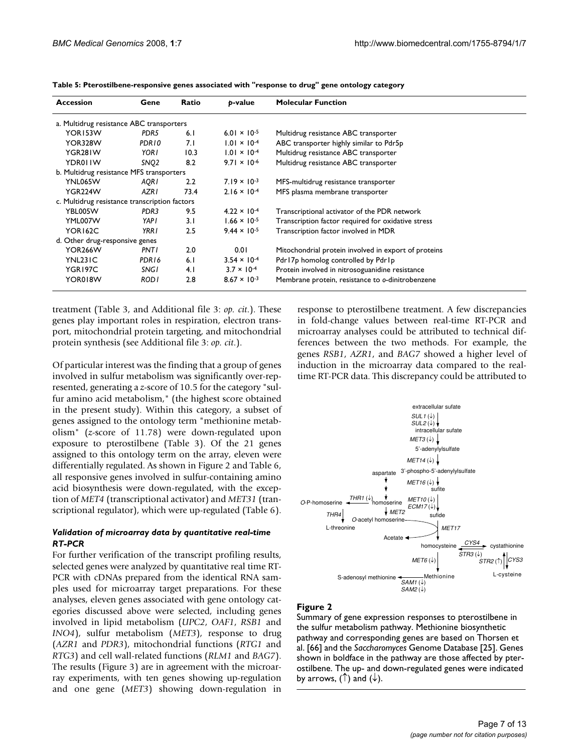**Table 5: Pterostilbene-responsive genes associated with "response to drug" gene ontology category**

| Accession | Gene | Ratio | p-value | Molecular Function |
|---|---|---|---|---|
| a. Multidrug resistance ABC transporters | | | | |
| YOR153W | *PDR5* | 6.1 | $6.01 \times 10^{-5}$ | Multidrug resistance ABC transporter |
| YOR328W | *PDR10* | 7.1 | $1.01 \times 10^{-4}$ | ABC transporter highly similar to Pdr5p |
| YGR281W | *YOR1* | 10.3 | $1.01 \times 10^{-4}$ | Multidrug resistance ABC transporter |
| YDR011W | *SNQ2* | 8.2 | $9.71 \times 10^{-6}$ | Multidrug resistance ABC transporter |
| b. Multidrug resistance MFS transporters | | | | |
| YNL065W | *AQR1* | 2.2 | $7.19 \times 10^{-3}$ | MFS-multidrug resistance transporter |
| YGR224W | *AZR1* | 73.4 | $2.16 \times 10^{-4}$ | MFS plasma membrane transporter |
| c. Multidrug resistance transcription factors | | | | |
| YBL005W | *PDR3* | 9.5 | $4.22 \times 10^{-4}$ | Transcriptional activator of the PDR network |
| YML007W | *YAP1* | 3.1 | $1.66 \times 10^{-5}$ | Transcription factor required for oxidative stress |
| YOR162C | *YRR1* | 2.5 | $9.44 \times 10^{-5}$ | Transcription factor involved in MDR |
| d. Other drug-responsive genes | | | | |
| YOR266W | *PNT1* | 2.0 | 0.01 | Mitochondrial protein involved in export of proteins |
| YNL231C | *PDR16* | 6.1 | $3.54 \times 10^{-4}$ | Pdr17p homolog controlled by Pdr1p |
| YGR197C | *SNG1* | 4.1 | $3.7 \times 10^{-4}$ | Protein involved in nitrosoguanidine resistance |
| YOR018W | *ROD1* | 2.8 | $8.67 \times 10^{-3}$ | Membrane protein, resistance to *o*-dinitrobenzene |

treatment (Table 3, and Additional file 3: *op. cit.*). These genes play important roles in respiration, electron transport, mitochondrial protein targeting, and mitochondrial protein synthesis (see Additional file 3: *op. cit.*).

Of particular interest was the finding that a group of genes involved in sulfur metabolism was significantly over-represented, generating a *z*-score of 10.5 for the category "sulfur amino acid metabolism," (the highest score obtained in the present study). Within this category, a subset of genes assigned to the ontology term "methionine metabolism" (*z*-score of 11.78) were down-regulated upon exposure to pterostilbene (Table 3). Of the 21 genes assigned to this ontology term on the array, eleven were differentially regulated. As shown in Figure 2 and Table 6, all responsive genes involved in sulfur-containing amino acid biosynthesis were down-regulated, with the exception of *MET4* (transcriptional activator) and *MET31* (transcriptional regulator), which were up-regulated (Table 6).

### *Validation of microarray data by quantitative real-time RT-PCR*

For further verification of the transcript profiling results, selected genes were analyzed by quantitative real time RT-PCR with cDNAs prepared from the identical RNA samples used for microarray target preparations. For these analyses, eleven genes associated with gene ontology categories discussed above were selected, including genes involved in lipid metabolism (*UPC2*, *OAF1*, *RSB1* and *INO4*), sulfur metabolism (*MET3*), response to drug (*AZR1* and *PDR3*), mitochondrial functions (*RTG1* and *RTG3*) and cell wall-related functions (*RLM1* and *BAG7*). The results (Figure 3) are in agreement with the microarray experiments, with ten genes showing up-regulation and one gene (*MET3*) showing down-regulation in response to pterostilbene treatment. A few discrepancies in fold-change values between real-time RT-PCR and microarray analyses could be attributed to technical differences between the two methods. For example, the genes *RSB1*, *AZR1*, and *BAG7* showed a higher level of induction in the microarray data compared to the real-time RT-PCR data. This discrepancy could be attributed to

**Figure 2**

Summary of gene expression responses to pterostilbene in the sulfur metabolism pathway. Methionine biosynthetic pathway and corresponding genes are based on Thorsen et al. [66] and the *Saccharomyces* Genome Database [25]. Genes shown in boldface in the pathway are those affected by pterostilbene. The up- and down-regulated genes were indicated by arrows, (↑) and (↓).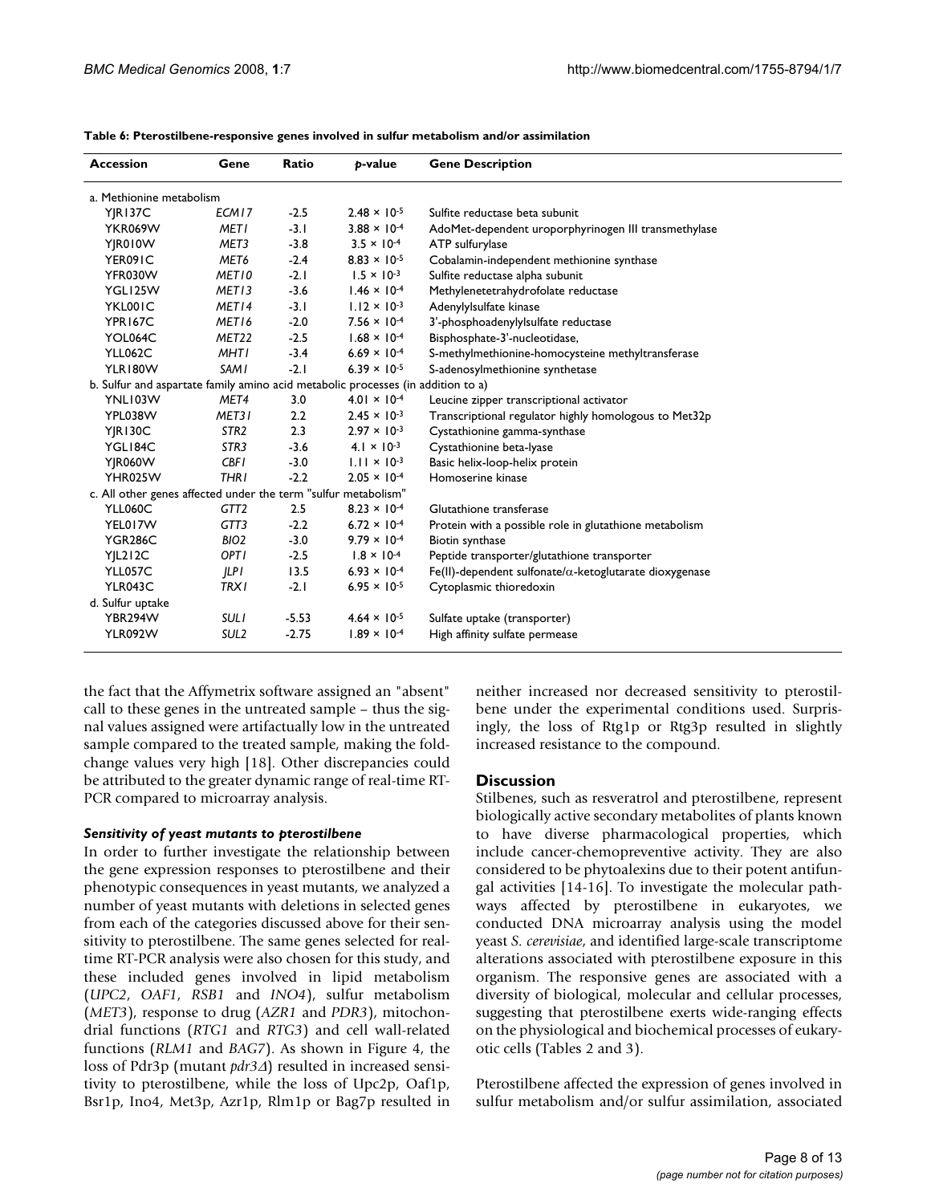**Table 6: Pterostilbene-responsive genes involved in sulfur metabolism and/or assimilation**

| Accession | Gene | Ratio | *p*-value | Gene Description |
| --- | --- | --- | --- | --- |
| a. Methionine metabolism | | | | |
| YJR137C | *ECM17* | -2.5 | $2.48 \times 10^{-5}$ | Sulfite reductase beta subunit |
| YKR069W | *MET1* | -3.1 | $3.88 \times 10^{-4}$ | AdoMet-dependent uroporphyrinogen III transmethylase |
| YJR010W | *MET3* | -3.8 | $3.5 \times 10^{-4}$ | ATP sulfurylase |
| YER091C | *MET6* | -2.4 | $8.83 \times 10^{-5}$ | Cobalamin-independent methionine synthase |
| YFR030W | *MET10* | -2.1 | $1.5 \times 10^{-3}$ | Sulfite reductase alpha subunit |
| YGL125W | *MET13* | -3.6 | $1.46 \times 10^{-4}$ | Methylenetetrahydrofolate reductase |
| YKL001C | *MET14* | -3.1 | $1.12 \times 10^{-3}$ | Adenylylsulfate kinase |
| YPR167C | *MET16* | -2.0 | $7.56 \times 10^{-4}$ | 3'-phosphoadenylylsulfate reductase |
| YOL064C | *MET22* | -2.5 | $1.68 \times 10^{-4}$ | Bisphosphate-3'-nucleotidase, |
| YLL062C | *MHT1* | -3.4 | $6.69 \times 10^{-4}$ | S-methylmethionine-homocysteine methyltransferase |
| YLR180W | *SAM1* | -2.1 | $6.39 \times 10^{-5}$ | S-adenosylmethionine synthetase |
| b. Sulfur and aspartate family amino acid metabolic processes (in addition to a) | | | | |
| YNL103W | *MET4* | 3.0 | $4.01 \times 10^{-4}$ | Leucine zipper transcriptional activator |
| YPL038W | *MET31* | 2.2 | $2.45 \times 10^{-3}$ | Transcriptional regulator highly homologous to Met32p |
| YJR130C | *STR2* | 2.3 | $2.97 \times 10^{-3}$ | Cystathionine gamma-synthase |
| YGL184C | *STR3* | -3.6 | $4.1 \times 10^{-3}$ | Cystathionine beta-lyase |
| YJR060W | *CBF1* | -3.0 | $1.11 \times 10^{-3}$ | Basic helix-loop-helix protein |
| YHR025W | *THR1* | -2.2 | $2.05 \times 10^{-4}$ | Homoserine kinase |
| c. All other genes affected under the term "sulfur metabolism" | | | | |
| YLL060C | *GTT2* | 2.5 | $8.23 \times 10^{-4}$ | Glutathione transferase |
| YEL017W | *GTT3* | -2.2 | $6.72 \times 10^{-4}$ | Protein with a possible role in glutathione metabolism |
| YGR286C | *BIO2* | -3.0 | $9.79 \times 10^{-4}$ | Biotin synthase |
| YJL212C | *OPT1* | -2.5 | $1.8 \times 10^{-4}$ | Peptide transporter/glutathione transporter |
| YLL057C | *JLP1* | 13.5 | $6.93 \times 10^{-4}$ | Fe(II)-dependent sulfonate/$\alpha$-ketoglutarate dioxygenase |
| YLR043C | *TRX1* | -2.1 | $6.95 \times 10^{-5}$ | Cytoplasmic thioredoxin |
| d. Sulfur uptake | | | | |
| YBR294W | *SUL1* | -5.53 | $4.64 \times 10^{-5}$ | Sulfate uptake (transporter) |
| YLR092W | *SUL2* | -2.75 | $1.89 \times 10^{-4}$ | High affinity sulfate permease |

the fact that the Affymetrix software assigned an "absent" call to these genes in the untreated sample – thus the signal values assigned were artifactually low in the untreated sample compared to the treated sample, making the fold-change values very high [18]. Other discrepancies could be attributed to the greater dynamic range of real-time RT-PCR compared to microarray analysis.

### *Sensitivity of yeast mutants to pterostilbene*

In order to further investigate the relationship between the gene expression responses to pterostilbene and their phenotypic consequences in yeast mutants, we analyzed a number of yeast mutants with deletions in selected genes from each of the categories discussed above for their sensitivity to pterostilbene. The same genes selected for real-time RT-PCR analysis were also chosen for this study, and these included genes involved in lipid metabolism (*UPC2*, *OAF1*, *RSB1* and *INO4*), sulfur metabolism (*MET3*), response to drug (*AZR1* and *PDR3*), mitochondrial functions (*RTG1* and *RTG3*) and cell wall-related functions (*RLM1* and *BAG7*). As shown in Figure 4, the loss of Pdr3p (mutant *pdr3Δ*) resulted in increased sensitivity to pterostilbene, while the loss of Upc2p, Oaf1p, Bsr1p, Ino4, Met3p, Azr1p, Rlm1p or Bag7p resulted in neither increased nor decreased sensitivity to pterostilbene under the experimental conditions used. Surprisingly, the loss of Rtg1p or Rtg3p resulted in slightly increased resistance to the compound.

## Discussion

Stilbenes, such as resveratrol and pterostilbene, represent biologically active secondary metabolites of plants known to have diverse pharmacological properties, which include cancer-chemopreventive activity. They are also considered to be phytoalexins due to their potent antifungal activities [14-16]. To investigate the molecular pathways affected by pterostilbene in eukaryotes, we conducted DNA microarray analysis using the model yeast *S. cerevisiae*, and identified large-scale transcriptome alterations associated with pterostilbene exposure in this organism. The responsive genes are associated with a diversity of biological, molecular and cellular processes, suggesting that pterostilbene exerts wide-ranging effects on the physiological and biochemical processes of eukaryotic cells (Tables 2 and 3).

Pterostilbene affected the expression of genes involved in sulfur metabolism and/or sulfur assimilation, associated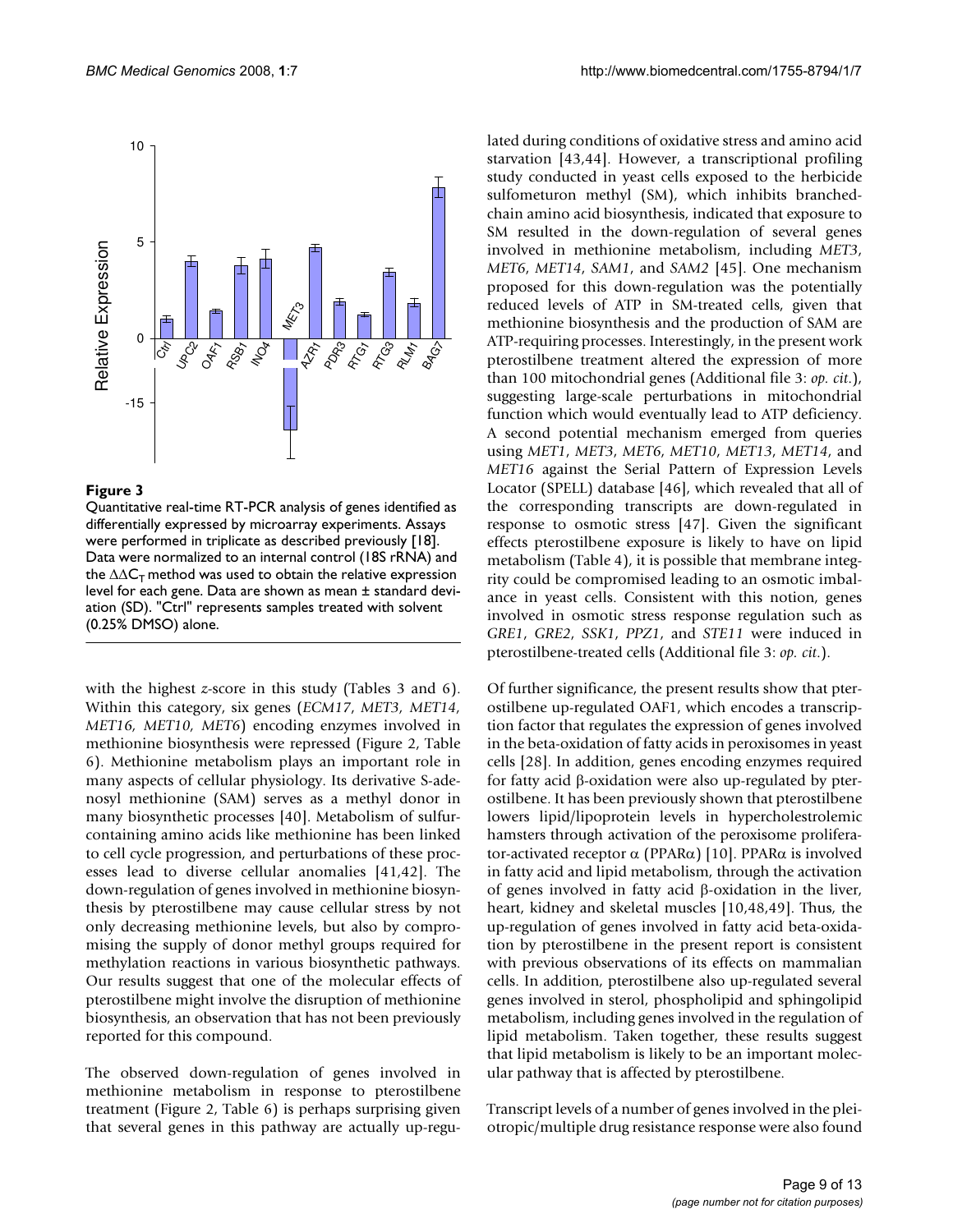**Figure 3**

Quantitative real-time RT-PCR analysis of genes identified as differentially expressed by microarray experiments. Assays were performed in triplicate as described previously [18]. Data were normalized to an internal control (18S rRNA) and the $\Delta\Delta C_T$ method was used to obtain the relative expression level for each gene. Data are shown as mean ± standard deviation (SD). "Ctrl" represents samples treated with solvent (0.25% DMSO) alone.

with the highest *z*-score in this study (Tables 3 and 6). Within this category, six genes (*ECM17*, *MET3*, *MET14*, *MET16*, *MET10*, *MET6*) encoding enzymes involved in methionine biosynthesis were repressed (Figure 2, Table 6). Methionine metabolism plays an important role in many aspects of cellular physiology. Its derivative S-adenosyl methionine (SAM) serves as a methyl donor in many biosynthetic processes [40]. Metabolism of sulfur-containing amino acids like methionine has been linked to cell cycle progression, and perturbations of these processes lead to diverse cellular anomalies [41,42]. The down-regulation of genes involved in methionine biosynthesis by pterostilbene may cause cellular stress by not only decreasing methionine levels, but also by compromising the supply of donor methyl groups required for methylation reactions in various biosynthetic pathways. Our results suggest that one of the molecular effects of pterostilbene might involve the disruption of methionine biosynthesis, an observation that has not been previously reported for this compound.

The observed down-regulation of genes involved in methionine metabolism in response to pterostilbene treatment (Figure 2, Table 6) is perhaps surprising given that several genes in this pathway are actually up-regulated during conditions of oxidative stress and amino acid starvation [43,44]. However, a transcriptional profiling study conducted in yeast cells exposed to the herbicide sulfometuron methyl (SM), which inhibits branched-chain amino acid biosynthesis, indicated that exposure to SM resulted in the down-regulation of several genes involved in methionine metabolism, including *MET3*, *MET6*, *MET14*, *SAM1*, and *SAM2* [45]. One mechanism proposed for this down-regulation was the potentially reduced levels of ATP in SM-treated cells, given that methionine biosynthesis and the production of SAM are ATP-requiring processes. Interestingly, in the present work pterostilbene treatment altered the expression of more than 100 mitochondrial genes (Additional file 3: *op. cit.*), suggesting large-scale perturbations in mitochondrial function which would eventually lead to ATP deficiency. A second potential mechanism emerged from queries using *MET1*, *MET3*, *MET6*, *MET10*, *MET13*, *MET14*, and *MET16* against the Serial Pattern of Expression Levels Locator (SPELL) database [46], which revealed that all of the corresponding transcripts are down-regulated in response to osmotic stress [47]. Given the significant effects pterostilbene exposure is likely to have on lipid metabolism (Table 4), it is possible that membrane integrity could be compromised leading to an osmotic imbalance in yeast cells. Consistent with this notion, genes involved in osmotic stress response regulation such as *GRE1*, *GRE2*, *SSK1*, *PPZ1*, and *STE11* were induced in pterostilbene-treated cells (Additional file 3: *op. cit.*).

Of further significance, the present results show that pterostilbene up-regulated OAF1, which encodes a transcription factor that regulates the expression of genes involved in the beta-oxidation of fatty acids in peroxisomes in yeast cells [28]. In addition, genes encoding enzymes required for fatty acid β-oxidation were also up-regulated by pterostilbene. It has been previously shown that pterostilbene lowers lipid/lipoprotein levels in hypercholestrolemic hamsters through activation of the peroxisome proliferator-activated receptor α (PPARα) [10]. PPARα is involved in fatty acid and lipid metabolism, through the activation of genes involved in fatty acid β-oxidation in the liver, heart, kidney and skeletal muscles [10,48,49]. Thus, the up-regulation of genes involved in fatty acid beta-oxidation by pterostilbene in the present report is consistent with previous observations of its effects on mammalian cells. In addition, pterostilbene also up-regulated several genes involved in sterol, phospholipid and sphingolipid metabolism, including genes involved in the regulation of lipid metabolism. Taken together, these results suggest that lipid metabolism is likely to be an important molecular pathway that is affected by pterostilbene.

Transcript levels of a number of genes involved in the pleiotropic/multiple drug resistance response were also found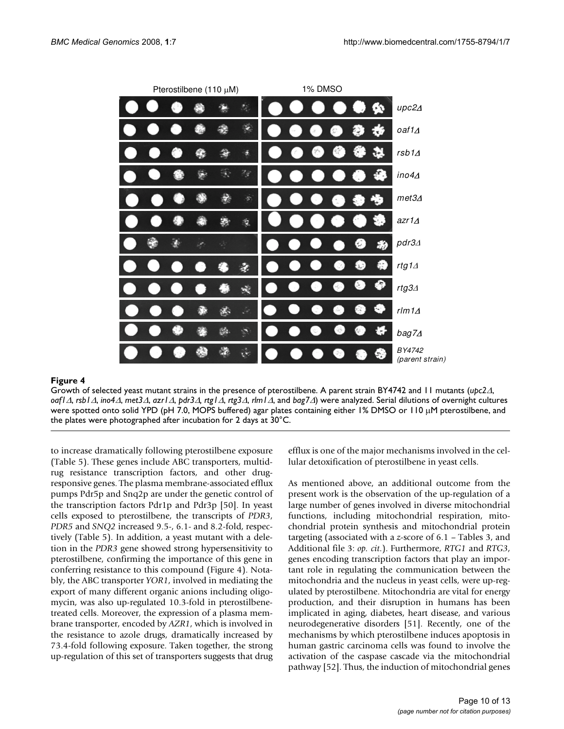**Figure 4**

Growth of selected yeast mutant strains in the presence of pterostilbene. A parent strain BY4742 and 11 mutants (*upc2Δ*, *oaf1Δ*, *rsb1Δ*, *ino4Δ*, *met3Δ*, *azr1Δ*, *pdr3Δ*, *rtg1Δ*, *rtg3Δ*, *rlm1Δ*, and *bag7Δ*) were analyzed. Serial dilutions of overnight cultures were spotted onto solid YPD (pH 7.0, MOPS buffered) agar plates containing either 1% DMSO or 110 μM pterostilbene, and the plates were photographed after incubation for 2 days at 30°C.

to increase dramatically following pterostilbene exposure (Table 5). These genes include ABC transporters, multidrug resistance transcription factors, and other drug-responsive genes. The plasma membrane-associated efflux pumps Pdr5p and Snq2p are under the genetic control of the transcription factors Pdr1p and Pdr3p [50]. In yeast cells exposed to pterostilbene, the transcripts of *PDR3*, *PDR5* and *SNQ2* increased 9.5-, 6.1- and 8.2-fold, respectively (Table 5). In addition, a yeast mutant with a deletion in the *PDR3* gene showed strong hypersensitivity to pterostilbene, confirming the importance of this gene in conferring resistance to this compound (Figure 4). Notably, the ABC transporter *YOR1*, involved in mediating the export of many different organic anions including oligomycin, was also up-regulated 10.3-fold in pterostilbene-treated cells. Moreover, the expression of a plasma membrane transporter, encoded by *AZR1*, which is involved in the resistance to azole drugs, dramatically increased by 73.4-fold following exposure. Taken together, the strong up-regulation of this set of transporters suggests that drug efflux is one of the major mechanisms involved in the cellular detoxification of pterostilbene in yeast cells.

As mentioned above, an additional outcome from the present work is the observation of the up-regulation of a large number of genes involved in diverse mitochondrial functions, including mitochondrial respiration, mitochondrial protein synthesis and mitochondrial protein targeting (associated with a *z*-score of 6.1 – Tables 3, and Additional file 3: *op. cit.*). Furthermore, *RTG1* and *RTG3*, genes encoding transcription factors that play an important role in regulating the communication between the mitochondria and the nucleus in yeast cells, were up-regulated by pterostilbene. Mitochondria are vital for energy production, and their disruption in humans has been implicated in aging, diabetes, heart disease, and various neurodegenerative disorders [51]. Recently, one of the mechanisms by which pterostilbene induces apoptosis in human gastric carcinoma cells was found to involve the activation of the caspase cascade via the mitochondrial pathway [52]. Thus, the induction of mitochondrial genes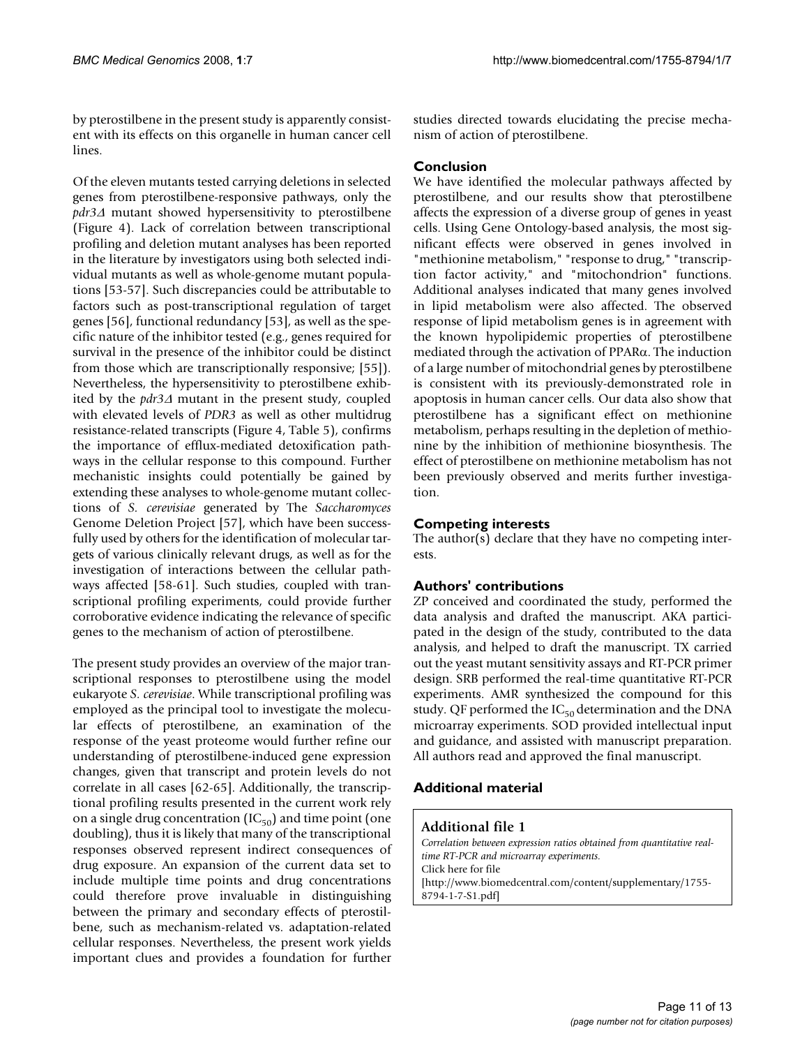by pterostilbene in the present study is apparently consistent with its effects on this organelle in human cancer cell lines.

Of the eleven mutants tested carrying deletions in selected genes from pterostilbene-responsive pathways, only the *pdr3Δ* mutant showed hypersensitivity to pterostilbene (Figure 4). Lack of correlation between transcriptional profiling and deletion mutant analyses has been reported in the literature by investigators using both selected individual mutants as well as whole-genome mutant populations [53-57]. Such discrepancies could be attributable to factors such as post-transcriptional regulation of target genes [56], functional redundancy [53], as well as the specific nature of the inhibitor tested (e.g., genes required for survival in the presence of the inhibitor could be distinct from those which are transcriptionally responsive; [55]). Nevertheless, the hypersensitivity to pterostilbene exhibited by the *pdr3Δ* mutant in the present study, coupled with elevated levels of *PDR3* as well as other multidrug resistance-related transcripts (Figure 4, Table 5), confirms the importance of efflux-mediated detoxification pathways in the cellular response to this compound. Further mechanistic insights could potentially be gained by extending these analyses to whole-genome mutant collections of *S. cerevisiae* generated by The *Saccharomyces* Genome Deletion Project [57], which have been successfully used by others for the identification of molecular targets of various clinically relevant drugs, as well as for the investigation of interactions between the cellular pathways affected [58-61]. Such studies, coupled with transcriptional profiling experiments, could provide further corroborative evidence indicating the relevance of specific genes to the mechanism of action of pterostilbene.

The present study provides an overview of the major transcriptional responses to pterostilbene using the model eukaryote *S. cerevisiae*. While transcriptional profiling was employed as the principal tool to investigate the molecular effects of pterostilbene, an examination of the response of the yeast proteome would further refine our understanding of pterostilbene-induced gene expression changes, given that transcript and protein levels do not correlate in all cases [62-65]. Additionally, the transcriptional profiling results presented in the current work rely on a single drug concentration ($IC_{50}$) and time point (one doubling), thus it is likely that many of the transcriptional responses observed represent indirect consequences of drug exposure. An expansion of the current data set to include multiple time points and drug concentrations could therefore prove invaluable in distinguishing between the primary and secondary effects of pterostilbene, such as mechanism-related vs. adaptation-related cellular responses. Nevertheless, the present work yields important clues and provides a foundation for further studies directed towards elucidating the precise mechanism of action of pterostilbene.

## Conclusion

We have identified the molecular pathways affected by pterostilbene, and our results show that pterostilbene affects the expression of a diverse group of genes in yeast cells. Using Gene Ontology-based analysis, the most significant effects were observed in genes involved in "methionine metabolism," "response to drug," "transcription factor activity," and "mitochondrion" functions. Additional analyses indicated that many genes involved in lipid metabolism were also affected. The observed response of lipid metabolism genes is in agreement with the known hypolipidemic properties of pterostilbene mediated through the activation of PPARα. The induction of a large number of mitochondrial genes by pterostilbene is consistent with its previously-demonstrated role in apoptosis in human cancer cells. Our data also show that pterostilbene has a significant effect on methionine metabolism, perhaps resulting in the depletion of methionine by the inhibition of methionine biosynthesis. The effect of pterostilbene on methionine metabolism has not been previously observed and merits further investigation.

## Competing interests

The author(s) declare that they have no competing interests.

## Authors' contributions

ZP conceived and coordinated the study, performed the data analysis and drafted the manuscript. AKA participated in the design of the study, contributed to the data analysis, and helped to draft the manuscript. TX carried out the yeast mutant sensitivity assays and RT-PCR primer design. SRB performed the real-time quantitative RT-PCR experiments. AMR synthesized the compound for this study. QF performed the $IC_{50}$ determination and the DNA microarray experiments. SOD provided intellectual input and guidance, and assisted with manuscript preparation. All authors read and approved the final manuscript.

## Additional material

**Additional file 1**

*Correlation between expression ratios obtained from quantitative real-time RT-PCR and microarray experiments.*

Click here for file

[http://www.biomedcentral.com/content/supplementary/1755-8794-1-7-S1.pdf]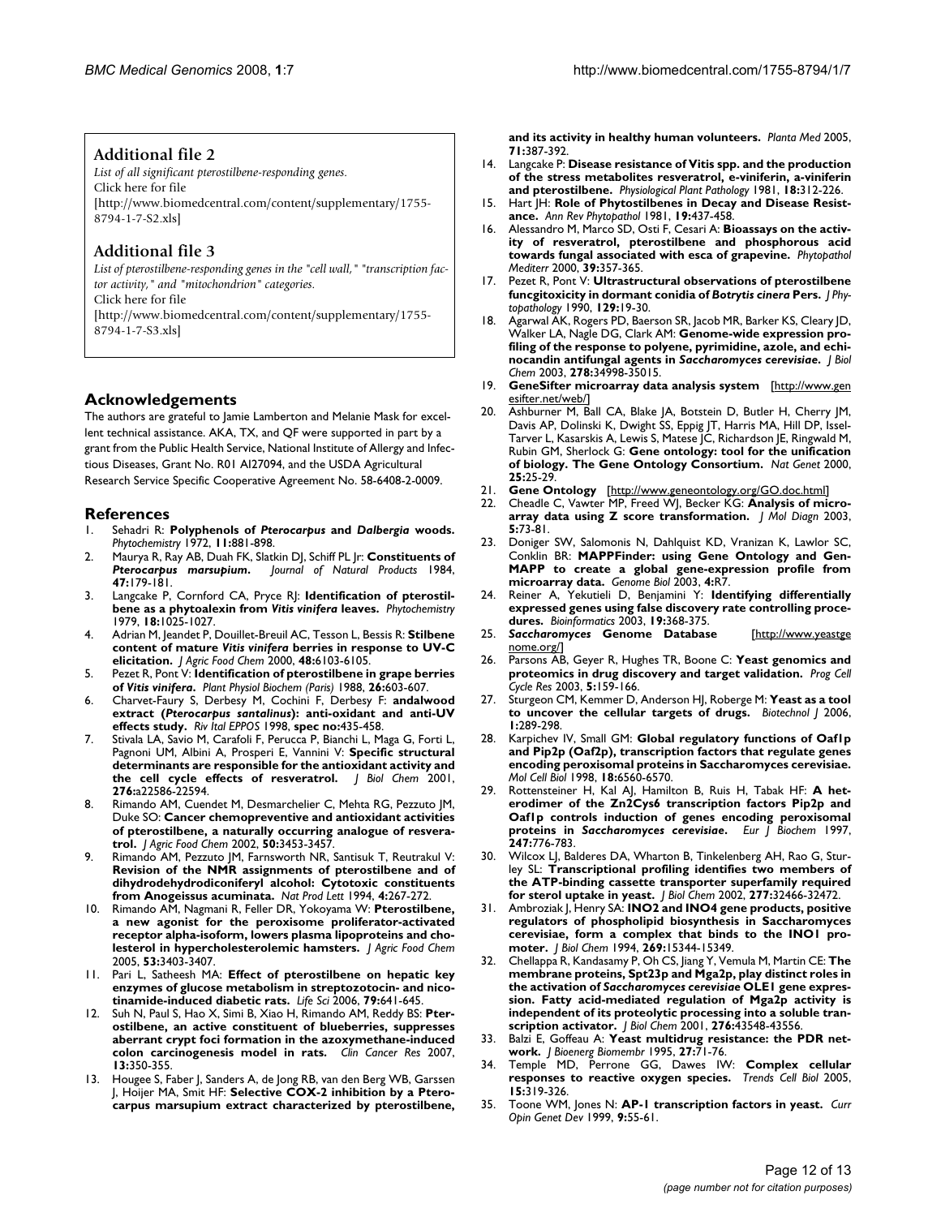## Additional file 2

*List of all significant pterostilbene-responding genes.*
Click here for file
[http://www.biomedcentral.com/content/supplementary/1755-8794-1-7-S2.xls]

## Additional file 3

*List of pterostilbene-responding genes in the "cell wall," "transcription factor activity," and "mitochondrion" categories.*
Click here for file
[http://www.biomedcentral.com/content/supplementary/1755-8794-1-7-S3.xls]

## Acknowledgements

The authors are grateful to Jamie Lamberton and Melanie Mask for excellent technical assistance. AKA, TX, and QF were supported in part by a grant from the Public Health Service, National Institute of Allergy and Infectious Diseases, Grant No. R01 AI27094, and the USDA Agricultural Research Service Specific Cooperative Agreement No. 58-6408-2-0009.

## References

1. Sehadri R: **Polyphenols of *Pterocarpus* and *Dalbergia* woods.** *Phytochemistry* 1972, **11:**881-898.
2. Maurya R, Ray AB, Duah FK, Slatkin DJ, Schiff PL Jr: **Constituents of *Pterocarpus marsupium*.** *Journal of Natural Products* 1984, **47:**179-181.
3. Langcake P, Cornford CA, Pryce RJ: **Identification of pterostilbene as a phytoalexin from *Vitis vinifera* leaves.** *Phytochemistry* 1979, **18:**1025-1027.
4. Adrian M, Jeandet P, Douillet-Breuil AC, Tesson L, Bessis R: **Stilbene content of mature *Vitis vinifera* berries in response to UV-C elicitation.** *J Agric Food Chem* 2000, **48:**6103-6105.
5. Pezet R, Pont V: **Identification of pterostilbene in grape berries of *Vitis vinifera*.** *Plant Physiol Biochem (Paris)* 1988, **26:**603-607.
6. Charvet-Faury S, Derbesy M, Cochini F, Derbesy F: **andalwood extract (*Pterocarpus santalinus*): anti-oxidant and anti-UV effects study.** *Riv Ital EPPOS* 1998, **spec no:**435-458.
7. Stivala LA, Savio M, Carafoli F, Perucca P, Bianchi L, Maga G, Forti L, Pagnoni UM, Albini A, Prosperi E, Vannini V: **Specific structural determinants are responsible for the antioxidant activity and the cell cycle effects of resveratrol.** *J Biol Chem* 2001, **276:**a22586-22594.
8. Rimando AM, Cuendet M, Desmarchelier C, Mehta RG, Pezzuto JM, Duke SO: **Cancer chemopreventive and antioxidant activities of pterostilbene, a naturally occurring analogue of resveratrol.** *J Agric Food Chem* 2002, **50:**3453-3457.
9. Rimando AM, Pezzuto JM, Farnsworth NR, Santisuk T, Reutrakul V: **Revision of the NMR assignments of pterostilbene and of dihydrodehydrodiconiferyl alcohol: Cytotoxic constituents from Anogeissus acuminata.** *Nat Prod Lett* 1994, **4:**267-272.
10. Rimando AM, Nagmani R, Feller DR, Yokoyama W: **Pterostilbene, a new agonist for the peroxisome proliferator-activated receptor alpha-isoform, lowers plasma lipoproteins and cholesterol in hypercholesterolemic hamsters.** *J Agric Food Chem* 2005, **53:**3403-3407.
11. Pari L, Satheesh MA: **Effect of pterostilbene on hepatic key enzymes of glucose metabolism in streptozotocin- and nicotinamide-induced diabetic rats.** *Life Sci* 2006, **79:**641-645.
12. Suh N, Paul S, Hao X, Simi B, Xiao H, Rimando AM, Reddy BS: **Pterostilbene, an active constituent of blueberries, suppresses aberrant crypt foci formation in the azoxymethane-induced colon carcinogenesis model in rats.** *Clin Cancer Res* 2007, **13:**350-355.
13. Hougee S, Faber J, Sanders A, de Jong RB, van den Berg WB, Garssen J, Hoijer MA, Smit HF: **Selective COX-2 inhibition by a Pterocarpus marsupium extract characterized by pterostilbene, and its activity in healthy human volunteers.** *Planta Med* 2005, **71:**387-392.
14. Langcake P: **Disease resistance of Vitis spp. and the production of the stress metabolites resveratrol, e-viniferin, a-viniferin and pterostilbene.** *Physiological Plant Pathology* 1981, **18:**312-226.
15. Hart JH: **Role of Phytostilbenes in Decay and Disease Resistance.** *Ann Rev Phytopathol* 1981, **19:**437-458.
16. Alessandro M, Marco SD, Osti F, Cesari A: **Bioassays on the activity of resveratrol, pterostilbene and phosphorous acid towards fungal associated with esca of grapevine.** *Phytopathol Mediterr* 2000, **39:**357-365.
17. Pezet R, Pont V: **Ultrastructural observations of pterostilbene funcgitoxicity in dormant conidia of *Botrytis cinera* Pers.** *J Phytopathology* 1990, **129:**19-30.
18. Agarwal AK, Rogers PD, Baerson SR, Jacob MR, Barker KS, Cleary JD, Walker LA, Nagle DG, Clark AM: **Genome-wide expression profiling of the response to polyene, pyrimidine, azole, and echinocandin antifungal agents in *Saccharomyces cerevisiae*.** *J Biol Chem* 2003, **278:**34998-35015.
19. **GeneSifter microarray data analysis system** [http://www.genesifter.net/web/]
20. Ashburner M, Ball CA, Blake JA, Botstein D, Butler H, Cherry JM, Davis AP, Dolinski K, Dwight SS, Eppig JT, Harris MA, Hill DP, Issel-Tarver L, Kasarskis A, Lewis S, Matese JC, Richardson JE, Ringwald M, Rubin GM, Sherlock G: **Gene ontology: tool for the unification of biology. The Gene Ontology Consortium.** *Nat Genet* 2000, **25:**25-29.
21. **Gene Ontology** [http://www.geneontology.org/GO.doc.html]
22. Cheadle C, Vawter MP, Freed WJ, Becker KG: **Analysis of microarray data using Z score transformation.** *J Mol Diagn* 2003, **5:**73-81.
23. Doniger SW, Salomonis N, Dahlquist KD, Vranizan K, Lawlor SC, Conklin BR: **MAPPFinder: using Gene Ontology and GenMAPP to create a global gene-expression profile from microarray data.** *Genome Biol* 2003, **4:**R7.
24. Reiner A, Yekutieli D, Benjamini Y: **Identifying differentially expressed genes using false discovery rate controlling procedures.** *Bioinformatics* 2003, **19:**368-375.
25. ***Saccharomyces* Genome Database** [http://www.yeastgenome.org/]
26. Parsons AB, Geyer R, Hughes TR, Boone C: **Yeast genomics and proteomics in drug discovery and target validation.** *Prog Cell Cycle Res* 2003, **5:**159-166.
27. Sturgeon CM, Kemmer D, Anderson HJ, Roberge M: **Yeast as a tool to uncover the cellular targets of drugs.** *Biotechnol J* 2006, **1:**289-298.
28. Karpichev IV, Small GM: **Global regulatory functions of Oaf1p and Pip2p (Oaf2p), transcription factors that regulate genes encoding peroxisomal proteins in Saccharomyces cerevisiae.** *Mol Cell Biol* 1998, **18:**6560-6570.
29. Rottensteiner H, Kal AJ, Hamilton B, Ruis H, Tabak HF: **A heterodimer of the Zn2Cys6 transcription factors Pip2p and Oaf1p controls induction of genes encoding peroxisomal proteins in *Saccharomyces cerevisiae*.** *Eur J Biochem* 1997, **247:**776-783.
30. Wilcox LJ, Balderes DA, Wharton B, Tinkelenberg AH, Rao G, Sturley SL: **Transcriptional profiling identifies two members of the ATP-binding cassette transporter superfamily required for sterol uptake in yeast.** *J Biol Chem* 2002, **277:**32466-32472.
31. Ambroziak J, Henry SA: **INO2 and INO4 gene products, positive regulators of phospholipid biosynthesis in Saccharomyces cerevisiae, form a complex that binds to the INO1 promoter.** *J Biol Chem* 1994, **269:**15344-15349.
32. Chellappa R, Kandasamy P, Oh CS, Jiang Y, Vemula M, Martin CE: **The membrane proteins, Spt23p and Mga2p, play distinct roles in the activation of *Saccharomyces cerevisiae* OLE1 gene expression. Fatty acid-mediated regulation of Mga2p activity is independent of its proteolytic processing into a soluble transcription activator.** *J Biol Chem* 2001, **276:**43548-43556.
33. Balzi E, Goffeau A: **Yeast multidrug resistance: the PDR network.** *J Bioenerg Biomembr* 1995, **27:**71-76.
34. Temple MD, Perrone GG, Dawes IW: **Complex cellular responses to reactive oxygen species.** *Trends Cell Biol* 2005, **15:**319-326.
35. Toone WM, Jones N: **AP-1 transcription factors in yeast.** *Curr Opin Genet Dev* 1999, **9:**55-61.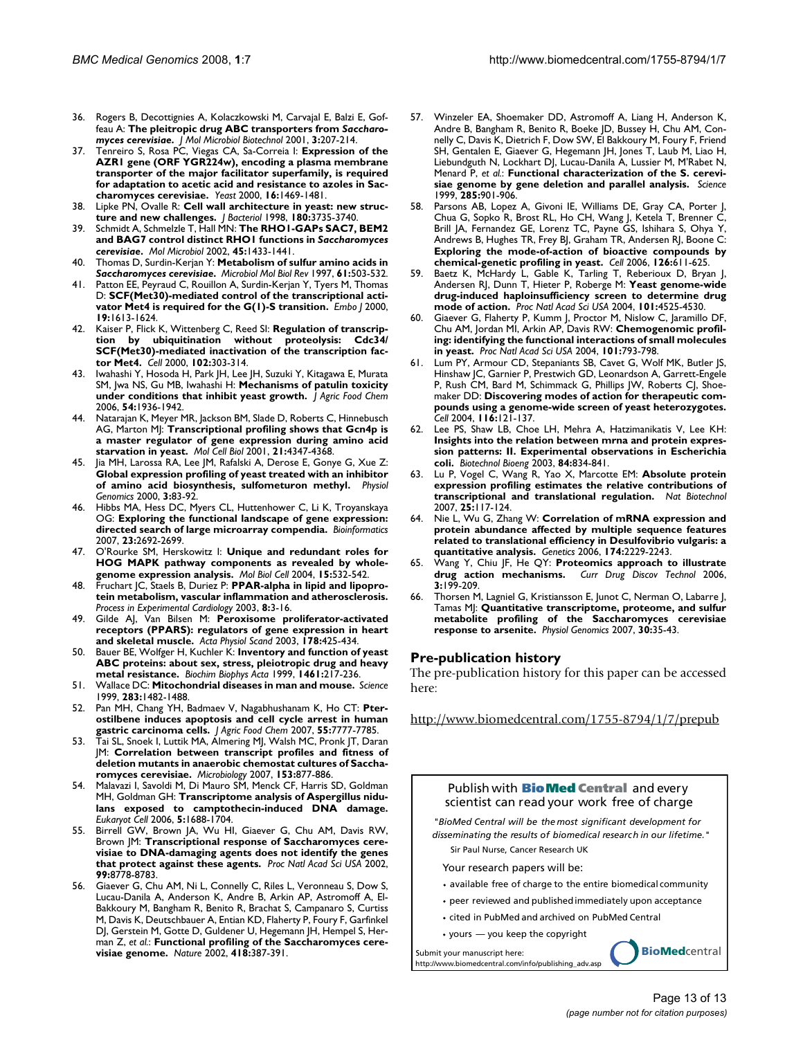36. Rogers B, Decottignies A, Kolaczkowski M, Carvajal E, Balzi E, Goffeau A: **The pleitropic drug ABC transporters from *Saccharomyces cerevisiae*.** *J Mol Microbiol Biotechnol* 2001, **3:**207-214.
37. Tenreiro S, Rosa PC, Viegas CA, Sa-Correia I: **Expression of the AZR1 gene (ORF YGR224w), encoding a plasma membrane transporter of the major facilitator superfamily, is required for adaptation to acetic acid and resistance to azoles in Saccharomyces cerevisiae.** *Yeast* 2000, **16:**1469-1481.
38. Lipke PN, Ovalle R: **Cell wall architecture in yeast: new structure and new challenges.** *J Bacteriol* 1998, **180:**3735-3740.
39. Schmidt A, Schmelzle T, Hall MN: **The RHO1-GAPs SAC7, BEM2 and BAG7 control distinct RHO1 functions in *Saccharomyces cerevisiae*.** *Mol Microbiol* 2002, **45:**1433-1441.
40. Thomas D, Surdin-Kerjan Y: **Metabolism of sulfur amino acids in *Saccharomyces cerevisiae*.** *Microbiol Mol Biol Rev* 1997, **61:**503-532.
41. Patton EE, Peyraud C, Rouillon A, Surdin-Kerjan Y, Tyers M, Thomas D: **SCF(Met30)-mediated control of the transcriptional activator Met4 is required for the G(1)-S transition.** *Embo J* 2000, **19:**1613-1624.
42. Kaiser P, Flick K, Wittenberg C, Reed SI: **Regulation of transcription by ubiquitination without proteolysis: Cdc34/SCF(Met30)-mediated inactivation of the transcription factor Met4.** *Cell* 2000, **102:**303-314.
43. Iwahashi Y, Hosoda H, Park JH, Lee JH, Suzuki Y, Kitagawa E, Murata SM, Jwa NS, Gu MB, Iwahashi H: **Mechanisms of patulin toxicity under conditions that inhibit yeast growth.** *J Agric Food Chem* 2006, **54:**1936-1942.
44. Natarajan K, Meyer MR, Jackson BM, Slade D, Roberts C, Hinnebusch AG, Marton MJ: **Transcriptional profiling shows that Gcn4p is a master regulator of gene expression during amino acid starvation in yeast.** *Mol Cell Biol* 2001, **21:**4347-4368.
45. Jia MH, Larossa RA, Lee JM, Rafalski A, Derose E, Gonye G, Xue Z: **Global expression profiling of yeast treated with an inhibitor of amino acid biosynthesis, sulfometuron methyl.** *Physiol Genomics* 2000, **3:**83-92.
46. Hibbs MA, Hess DC, Myers CL, Huttenhower C, Li K, Troyanskaya OG: **Exploring the functional landscape of gene expression: directed search of large microarray compendia.** *Bioinformatics* 2007, **23:**2692-2699.
47. O'Rourke SM, Herskowitz I: **Unique and redundant roles for HOG MAPK pathway components as revealed by whole-genome expression analysis.** *Mol Biol Cell* 2004, **15:**532-542.
48. Fruchart JC, Staels B, Duriez P: **PPAR-alpha in lipid and lipoprotein metabolism, vascular inflammation and atherosclerosis.** *Process in Experimental Cardiology* 2003, **8:**3-16.
49. Gilde AJ, Van Bilsen M: **Peroxisome proliferator-activated receptors (PPARS): regulators of gene expression in heart and skeletal muscle.** *Acta Physiol Scand* 2003, **178:**425-434.
50. Bauer BE, Wolfger H, Kuchler K: **Inventory and function of yeast ABC proteins: about sex, stress, pleiotropic drug and heavy metal resistance.** *Biochim Biophys Acta* 1999, **1461:**217-236.
51. Wallace DC: **Mitochondrial diseases in man and mouse.** *Science* 1999, **283:**1482-1488.
52. Pan MH, Chang YH, Badmaev V, Nagabhushanam K, Ho CT: **Pterostilbene induces apoptosis and cell cycle arrest in human gastric carcinoma cells.** *J Agric Food Chem* 2007, **55:**7777-7785.
53. Tai SL, Snoek I, Luttik MA, Almering MJ, Walsh MC, Pronk JT, Daran JM: **Correlation between transcript profiles and fitness of deletion mutants in anaerobic chemostat cultures of Saccharomyces cerevisiae.** *Microbiology* 2007, **153:**877-886.
54. Malavazi I, Savoldi M, Di Mauro SM, Menck CF, Harris SD, Goldman MH, Goldman GH: **Transcriptome analysis of Aspergillus nidulans exposed to camptothecin-induced DNA damage.** *Eukaryot Cell* 2006, **5:**1688-1704.
55. Birrell GW, Brown JA, Wu HI, Giaever G, Chu AM, Davis RW, Brown JM: **Transcriptional response of Saccharomyces cerevisiae to DNA-damaging agents does not identify the genes that protect against these agents.** *Proc Natl Acad Sci USA* 2002, **99:**8778-8783.
56. Giaever G, Chu AM, Ni L, Connelly C, Riles L, Veronneau S, Dow S, Lucau-Danila A, Anderson K, Andre B, Arkin AP, Astromoff A, El-Bakkoury M, Bangham R, Benito R, Brachat S, Campanaro S, Curtiss M, Davis K, Deutschbauer A, Entian KD, Flaherty P, Foury F, Garfinkel DJ, Gerstein M, Gotte D, Guldener U, Hegemann JH, Hempel S, Herman Z, *et al.*: **Functional profiling of the Saccharomyces cerevisiae genome.** *Nature* 2002, **418:**387-391.
57. Winzeler EA, Shoemaker DD, Astromoff A, Liang H, Anderson K, Andre B, Bangham R, Benito R, Boeke JD, Bussey H, Chu AM, Connelly C, Davis K, Dietrich F, Dow SW, El Bakkoury M, Foury F, Friend SH, Gentalen E, Giaever G, Hegemann JH, Jones T, Laub M, Liao H, Liebundguth N, Lockhart DJ, Lucau-Danila A, Lussier M, M'Rabet N, Menard P, *et al.*: **Functional characterization of the S. cerevisiae genome by gene deletion and parallel analysis.** *Science* 1999, **285:**901-906.
58. Parsons AB, Lopez A, Givoni IE, Williams DE, Gray CA, Porter J, Chua G, Sopko R, Brost RL, Ho CH, Wang J, Ketela T, Brenner C, Brill JA, Fernandez GE, Lorenz TC, Payne GS, Ishihara S, Ohya Y, Andrews B, Hughes TR, Frey BJ, Graham TR, Andersen RJ, Boone C: **Exploring the mode-of-action of bioactive compounds by chemical-genetic profiling in yeast.** *Cell* 2006, **126:**611-625.
59. Baetz K, McHardy L, Gable K, Tarling T, Reberioux D, Bryan J, Andersen RJ, Dunn T, Hieter P, Roberge M: **Yeast genome-wide drug-induced haploinsufficiency screen to determine drug mode of action.** *Proc Natl Acad Sci USA* 2004, **101:**4525-4530.
60. Giaever G, Flaherty P, Kumm J, Proctor M, Nislow C, Jaramillo DF, Chu AM, Jordan MI, Arkin AP, Davis RW: **Chemogenomic profiling: identifying the functional interactions of small molecules in yeast.** *Proc Natl Acad Sci USA* 2004, **101:**793-798.
61. Lum PY, Armour CD, Stepaniants SB, Cavet G, Wolf MK, Butler JS, Hinshaw JC, Garnier P, Prestwich GD, Leonardson A, Garrett-Engele P, Rush CM, Bard M, Schimmack G, Phillips JW, Roberts CJ, Shoemaker DD: **Discovering modes of action for therapeutic compounds using a genome-wide screen of yeast heterozygotes.** *Cell* 2004, **116:**121-137.
62. Lee PS, Shaw LB, Choe LH, Mehra A, Hatzimanikatis V, Lee KH: **Insights into the relation between mrna and protein expression patterns: II. Experimental observations in Escherichia coli.** *Biotechnol Bioeng* 2003, **84:**834-841.
63. Lu P, Vogel C, Wang R, Yao X, Marcotte EM: **Absolute protein expression profiling estimates the relative contributions of transcriptional and translational regulation.** *Nat Biotechnol* 2007, **25:**117-124.
64. Nie L, Wu G, Zhang W: **Correlation of mRNA expression and protein abundance affected by multiple sequence features related to translational efficiency in Desulfovibrio vulgaris: a quantitative analysis.** *Genetics* 2006, **174:**2229-2243.
65. Wang Y, Chiu JF, He QY: **Proteomics approach to illustrate drug action mechanisms.** *Curr Drug Discov Technol* 2006, **3:**199-209.
66. Thorsen M, Lagniel G, Kristiansson E, Junot C, Nerman O, Labarre J, Tamas MJ: **Quantitative transcriptome, proteome, and sulfur metabolite profiling of the Saccharomyces cerevisiae response to arsenite.** *Physiol Genomics* 2007, **30:**35-43.

## Pre-publication history

The pre-publication history for this paper can be accessed here:

http://www.biomedcentral.com/1755-8794/1/7/prepub

Publish with **BioMed Central** and every scientist can read your work free of charge

*"BioMed Central will be the most significant development for disseminating the results of biomedical research in our lifetime."*

Sir Paul Nurse, Cancer Research UK

Your research papers will be:

- available free of charge to the entire biomedical community
- peer reviewed and published immediately upon acceptance
- cited in PubMed and archived on PubMed Central
- yours — you keep the copyright

Submit your manuscript here:
http://www.biomedcentral.com/info/publishing_adv.asp

BioMedcentral